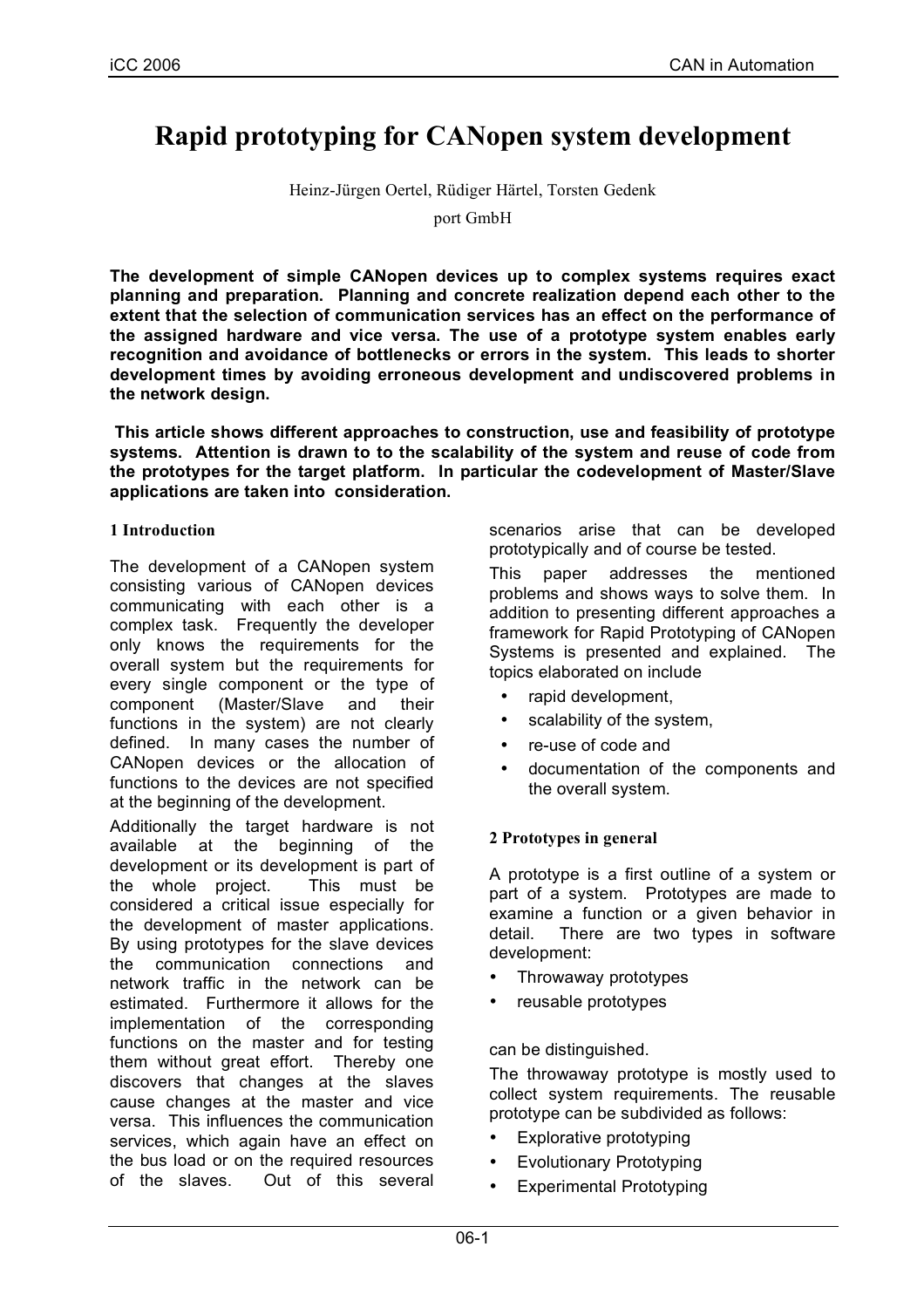# Rapid prototyping for CANopen system development

Heinz-Jürgen Oertel, Rüdiger Härtel, Torsten Gedenk

port GmbH

**The development of simple CANopen devices up to complex systems requires exact planning and preparation. Planning and concrete realization depend each other to the extent that the selection of communication services has an effect on the performance of the assigned hardware and vice versa. The use of a prototype system enables early recognition and avoidance of bottlenecks or errors in the system. This leads to shorter development times by avoiding erroneous development and undiscovered problems in the network design.**

**This article shows different approaches to construction, use and feasibility of prototype systems. Attention is drawn to to the scalability of the system and reuse of code from the prototypes for the target platform. In particular the codevelopment of Master/Slave applications are taken into consideration.**

## 1 Introduction

The development of a CANopen system consisting various of CANopen devices communicating with each other is a complex task. Frequently the developer only knows the requirements for the overall system but the requirements for every single component or the type of component (Master/Slave and their functions in the system) are not clearly defined. In many cases the number of CANopen devices or the allocation of functions to the devices are not specified at the beginning of the development.

Additionally the target hardware is not available at the beginning of the development or its development is part of the whole project. This must be considered a critical issue especially for the development of master applications. By using prototypes for the slave devices the communication connections and network traffic in the network can be estimated. Furthermore it allows for the implementation of the corresponding functions on the master and for testing them without great effort. Thereby one discovers that changes at the slaves cause changes at the master and vice versa. This influences the communication services, which again have an effect on the bus load or on the required resources of the slaves. Out of this several scenarios arise that can be developed prototypically and of course be tested.

This paper addresses the mentioned problems and shows ways to solve them. In addition to presenting different approaches a framework for Rapid Prototyping of CANopen Systems is presented and explained. The topics elaborated on include

- rapid development,
- scalability of the system,
- re-use of code and
- documentation of the components and the overall system.

## 2 Prototypes in general

A prototype is a first outline of a system or part of a system. Prototypes are made to examine a function or a given behavior in detail. There are two types in software development:

- Throwaway prototypes
- reusable prototypes

can be distinguished.

The throwaway prototype is mostly used to collect system requirements. The reusable prototype can be subdivided as follows:

- Explorative prototyping
- Evolutionary Prototyping
- Experimental Prototyping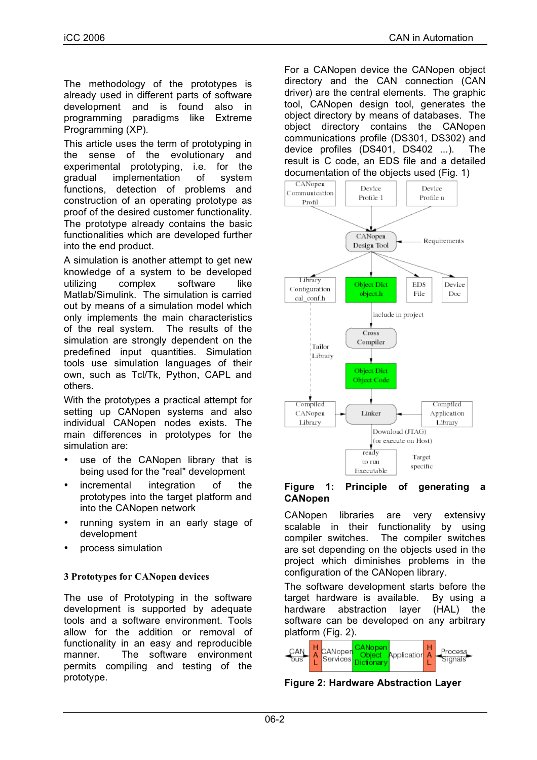The methodology of the prototypes is already used in different parts of software development and is found also in programming paradigms like Extreme Programming (XP).

This article uses the term of prototyping in the sense of the evolutionary and experimental prototyping, i.e. for the gradual implementation of system functions, detection of problems and construction of an operating prototype as proof of the desired customer functionality. The prototype already contains the basic functionalities which are developed further into the end product.

A simulation is another attempt to get new knowledge of a system to be developed utilizing complex software like Matlab/Simulink. The simulation is carried out by means of a simulation model which only implements the main characteristics of the real system. The results of the simulation are strongly dependent on the predefined input quantities. Simulation tools use simulation languages of their own, such as Tcl/Tk, Python, CAPL and others.

With the prototypes a practical attempt for setting up CANopen systems and also individual CANopen nodes exists. The main differences in prototypes for the simulation are:

- use of the CANopen library that is being used for the "real" development
- incremental integration of the prototypes into the target platform and into the CANopen network
- running system in an early stage of development
- process simulation

## 3 Prototypes for CANopen devices

The use of Prototyping in the software development is supported by adequate tools and a software environment. Tools allow for the addition or removal of functionality in an easy and reproducible manner. The software environment permits compiling and testing of the prototype.

For a CANopen device the CANopen object directory and the CAN connection (CAN driver) are the central elements. The graphic tool, CANopen design tool, generates the object directory by means of databases. The object directory contains the CANopen communications profile (DS301, DS302) and device profiles (DS401, DS402 ...). The result is C code, an EDS file and a detailed documentation of the objects used (Fig. 1)

**Figure 1: Principle of generating a CANopen**

CANopen libraries are very extensivy scalable in their functionality by using compiler switches. The compiler switches are set depending on the objects used in the project which diminishes problems in the configuration of the CANopen library.

The software development starts before the target hardware is available. By using a hardware abstraction layer (HAL) the software can be developed on any arbitrary platform (Fig. 2).

**Figure 2: Hardware Abstraction Layer**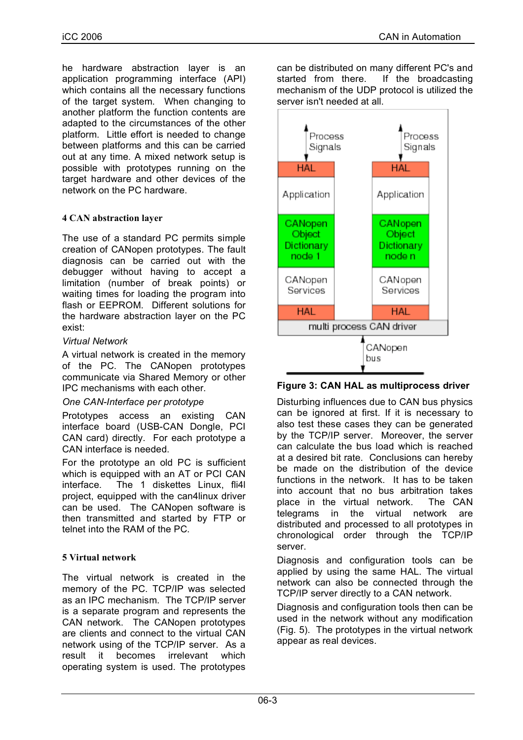he hardware abstraction layer is an application programming interface (API) which contains all the necessary functions of the target system. When changing to another platform the function contents are adapted to the circumstances of the other platform. Little effort is needed to change between platforms and this can be carried out at any time. A mixed network setup is possible with prototypes running on the target hardware and other devices of the network on the PC hardware.

## 4 CAN abstraction layer

The use of a standard PC permits simple creation of CANopen prototypes. The fault diagnosis can be carried out with the debugger without having to accept a limitation (number of break points) or waiting times for loading the program into flash or EEPROM. Different solutions for the hardware abstraction layer on the PC exist:

*Virtual Network*

A virtual network is created in the memory of the PC. The CANopen prototypes communicate via Shared Memory or other IPC mechanisms with each other.

*One CAN-Interface per prototype*

Prototypes access an existing CAN interface board (USB-CAN Dongle, PCI CAN card) directly. For each prototype a CAN interface is needed.

For the prototype an old PC is sufficient which is equipped with an AT or PCI CAN interface. The 1 diskettes Linux, fli4l project, equipped with the can4linux driver can be used. The CANopen software is then transmitted and started by FTP or telnet into the RAM of the PC.

## 5 Virtual network

The virtual network is created in the memory of the PC. TCP/IP was selected as an IPC mechanism. The TCP/IP server is a separate program and represents the CAN network. The CANopen prototypes are clients and connect to the virtual CAN network using of the TCP/IP server. As a result it becomes irrelevant which operating system is used. The prototypes can be distributed on many different PC's and started from there. If the broadcasting mechanism of the UDP protocol is utilized the server isn't needed at all.

**Figure 3: CAN HAL as multiprocess driver**

Disturbing influences due to CAN bus physics can be ignored at first. If it is necessary to also test these cases they can be generated by the TCP/IP server. Moreover, the server can calculate the bus load which is reached at a desired bit rate. Conclusions can hereby be made on the distribution of the device functions in the network. It has to be taken into account that no bus arbitration takes place in the virtual network. The CAN telegrams in the virtual network are distributed and processed to all prototypes in chronological order through the TCP/IP server.

Diagnosis and configuration tools can be applied by using the same HAL. The virtual network can also be connected through the TCP/IP server directly to a CAN network.

Diagnosis and configuration tools then can be used in the network without any modification (Fig. 5). The prototypes in the virtual network appear as real devices.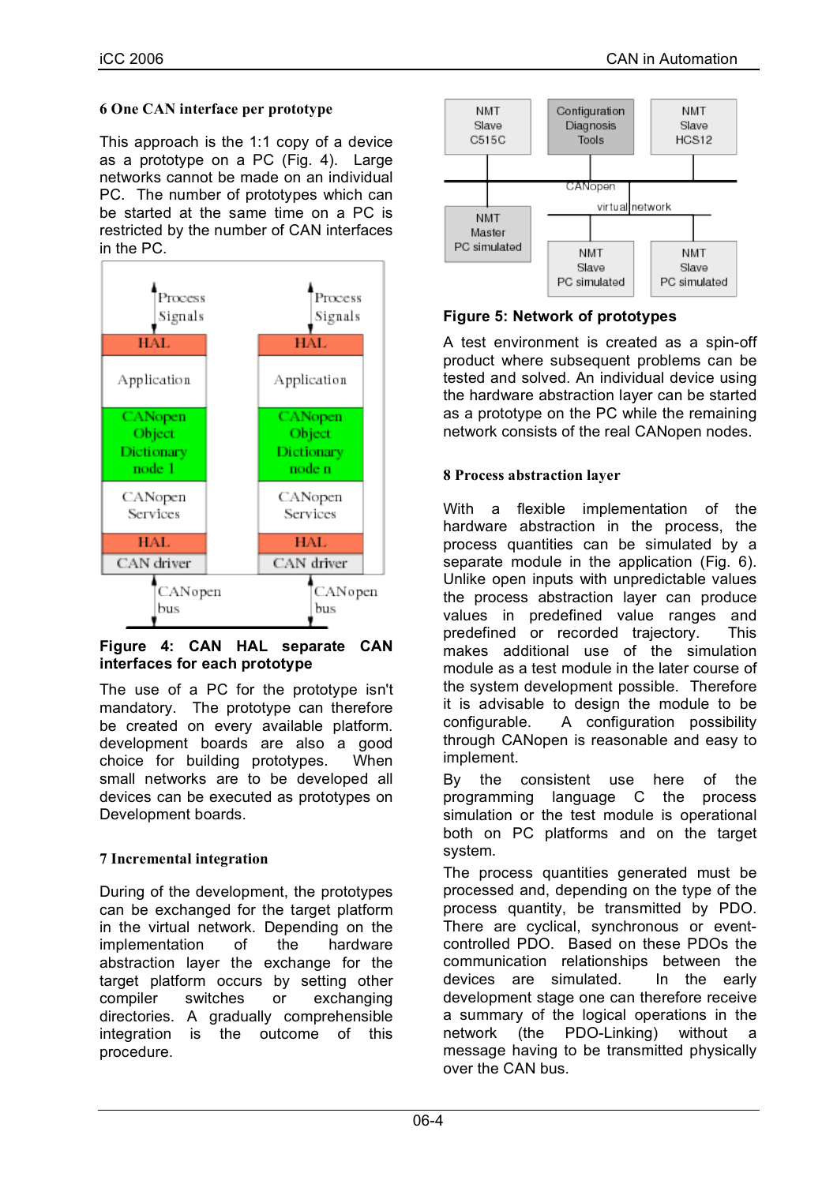### 6 One CAN interface per prototype

This approach is the 1:1 copy of a device as a prototype on a PC (Fig. 4). Large networks cannot be made on an individual PC. The number of prototypes which can be started at the same time on a PC is restricted by the number of CAN interfaces in the PC.

**Figure 4: CAN HAL separate CAN interfaces for each prototype**

The use of a PC for the prototype isn't mandatory. The prototype can therefore be created on every available platform. development boards are also a good choice for building prototypes. When small networks are to be developed all devices can be executed as prototypes on Development boards.

### 7 Incremental integration

During of the development, the prototypes can be exchanged for the target platform in the virtual network. Depending on the implementation of the hardware abstraction layer the exchange for the target platform occurs by setting other compiler switches or exchanging directories. A gradually comprehensible integration is the outcome of this procedure.

**Figure 5: Network of prototypes**

A test environment is created as a spin-off product where subsequent problems can be tested and solved. An individual device using the hardware abstraction layer can be started as a prototype on the PC while the remaining network consists of the real CANopen nodes.

### 8 Process abstraction layer

With a flexible implementation of the hardware abstraction in the process, the process quantities can be simulated by a separate module in the application (Fig. 6). Unlike open inputs with unpredictable values the process abstraction layer can produce values in predefined value ranges and predefined or recorded trajectory. This makes additional use of the simulation module as a test module in the later course of the system development possible. Therefore it is advisable to design the module to be configurable. A configuration possibility through CANopen is reasonable and easy to implement.

By the consistent use here of the programming language C the process simulation or the test module is operational both on PC platforms and on the target system.

The process quantities generated must be processed and, depending on the type of the process quantity, be transmitted by PDO. There are cyclical, synchronous or event-controlled PDO. Based on these PDOs the communication relationships between the devices are simulated. In the early development stage one can therefore receive a summary of the logical operations in the network (the PDO-Linking) without a message having to be transmitted physically over the CAN bus.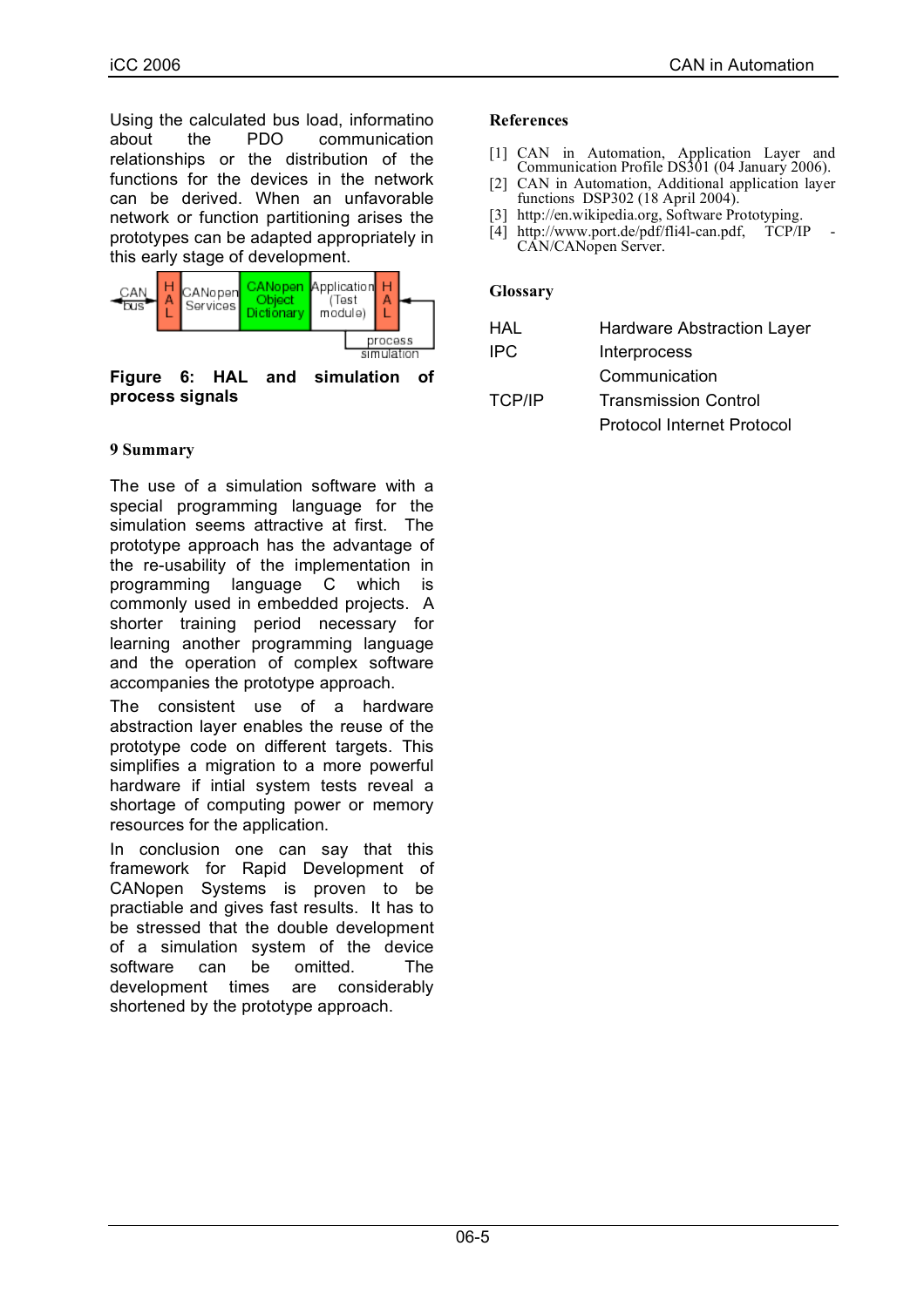Using the calculated bus load, informatino about the PDO communication relationships or the distribution of the functions for the devices in the network can be derived. When an unfavorable network or function partitioning arises the prototypes can be adapted appropriately in this early stage of development.

CAN bus
H A L
CANopen Services
CANopen Object Dictionary
Application (Test module)
H A L
process simulation

**Figure 6: HAL and simulation of process signals**

## 9 Summary

The use of a simulation software with a special programming language for the simulation seems attractive at first. The prototype approach has the advantage of the re-usability of the implementation in programming language C which is commonly used in embedded projects. A shorter training period necessary for learning another programming language and the operation of complex software accompanies the prototype approach.

The consistent use of a hardware abstraction layer enables the reuse of the prototype code on different targets. This simplifies a migration to a more powerful hardware if intial system tests reveal a shortage of computing power or memory resources for the application.

In conclusion one can say that this framework for Rapid Development of CANopen Systems is proven to be practiable and gives fast results. It has to be stressed that the double development of a simulation system of the device software can be omitted. The development times are considerably shortened by the prototype approach.

## References

[1] CAN in Automation, Application Layer and Communication Profile DS301 (04 January 2006).

[2] CAN in Automation, Additional application layer functions DSP302 (18 April 2004).

[3] http://en.wikipedia.org, Software Prototyping.

[4] http://www.port.de/pdf/fli4l-can.pdf, TCP/IP - CAN/CANopen Server.

## Glossary

| | |
|---|---|
| HAL | Hardware Abstraction Layer |
| IPC | Interprocess Communication |
| TCP/IP | Transmission Control Protocol Internet Protocol |